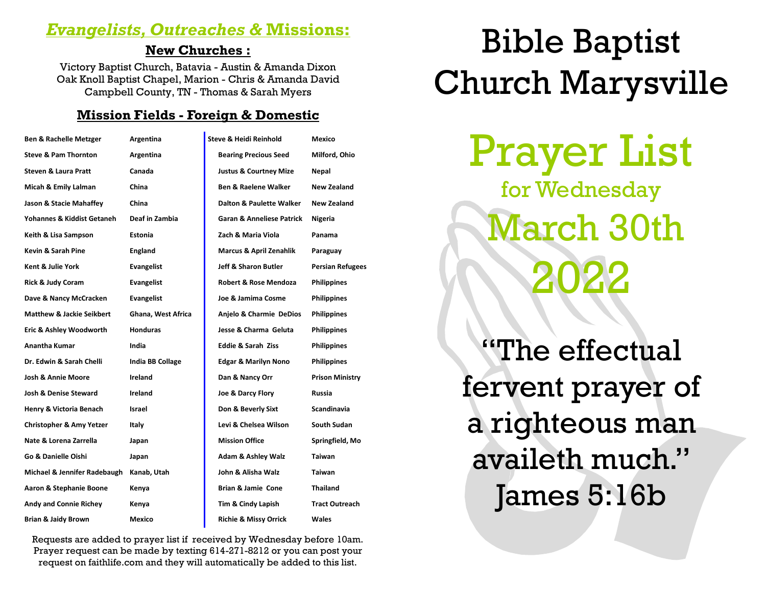## *Evangelists, Outreaches &* Missions:

### New Churches :

Victory Baptist Church, Batavia - Austin & Amanda Dixon
Oak Knoll Baptist Chapel, Marion - Chris & Amanda David
Campbell County, TN - Thomas & Sarah Myers

### Mission Fields - Foreign & Domestic

| Name | Field |
|---|---|
| Ben & Rachelle Metzger | Argentina |
| Steve & Pam Thornton | Argentina |
| Steven & Laura Pratt | Canada |
| Micah & Emily Lalman | China |
| Jason & Stacie Mahaffey | China |
| Yohannes & Kiddist Getaneh | Deaf in Zambia |
| Keith & Lisa Sampson | Estonia |
| Kevin & Sarah Pine | England |
| Kent & Julie York | Evangelist |
| Rick & Judy Coram | Evangelist |
| Dave & Nancy McCracken | Evangelist |
| Matthew & Jackie Seikbert | Ghana, West Africa |
| Eric & Ashley Woodworth | Honduras |
| Anantha Kumar | India |
| Dr. Edwin & Sarah Chelli | India BB Collage |
| Josh & Annie Moore | Ireland |
| Josh & Denise Steward | Ireland |
| Henry & Victoria Benach | Israel |
| Christopher & Amy Yetzer | Italy |
| Nate & Lorena Zarrella | Japan |
| Go & Danielle Oishi | Japan |
| Michael & Jennifer Radebaugh | Kanab, Utah |
| Aaron & Stephanie Boone | Kenya |
| Andy and Connie Richey | Kenya |
| Brian & Jaidy Brown | Mexico |
| Steve & Heidi Reinhold | Mexico |
| Bearing Precious Seed | Milford, Ohio |
| Justus & Courtney Mize | Nepal |
| Ben & Raelene Walker | New Zealand |
| Dalton & Paulette Walker | New Zealand |
| Garan & Anneliese Patrick | Nigeria |
| Zach & Maria Viola | Panama |
| Marcus & April Zenahlik | Paraguay |
| Jeff & Sharon Butler | Persian Refugees |
| Robert & Rose Mendoza | Philippines |
| Joe & Jamima Cosme | Philippines |
| Anjelo & Charmie DeDios | Philippines |
| Jesse & Charma Geluta | Philippines |
| Eddie & Sarah Ziss | Philippines |
| Edgar & Marilyn Nono | Philippines |
| Dan & Nancy Orr | Prison Ministry |
| Joe & Darcy Flory | Russia |
| Don & Beverly Sixt | Scandinavia |
| Levi & Chelsea Wilson | South Sudan |
| Mission Office | Springfield, Mo |
| Adam & Ashley Walz | Taiwan |
| John & Alisha Walz | Taiwan |
| Brian & Jamie Cone | Thailand |
| Tim & Cindy Lapish | Tract Outreach |
| Richie & Missy Orrick | Wales |

Requests are added to prayer list if received by Wednesday before 10am. Prayer request can be made by texting 614-271-8212 or you can post your request on faithlife.com and they will automatically be added to this list.

# Bible Baptist Church Marysville

# Prayer List

## for Wednesday March 30th 2022

"The effectual fervent prayer of a righteous man availeth much."
James 5:16b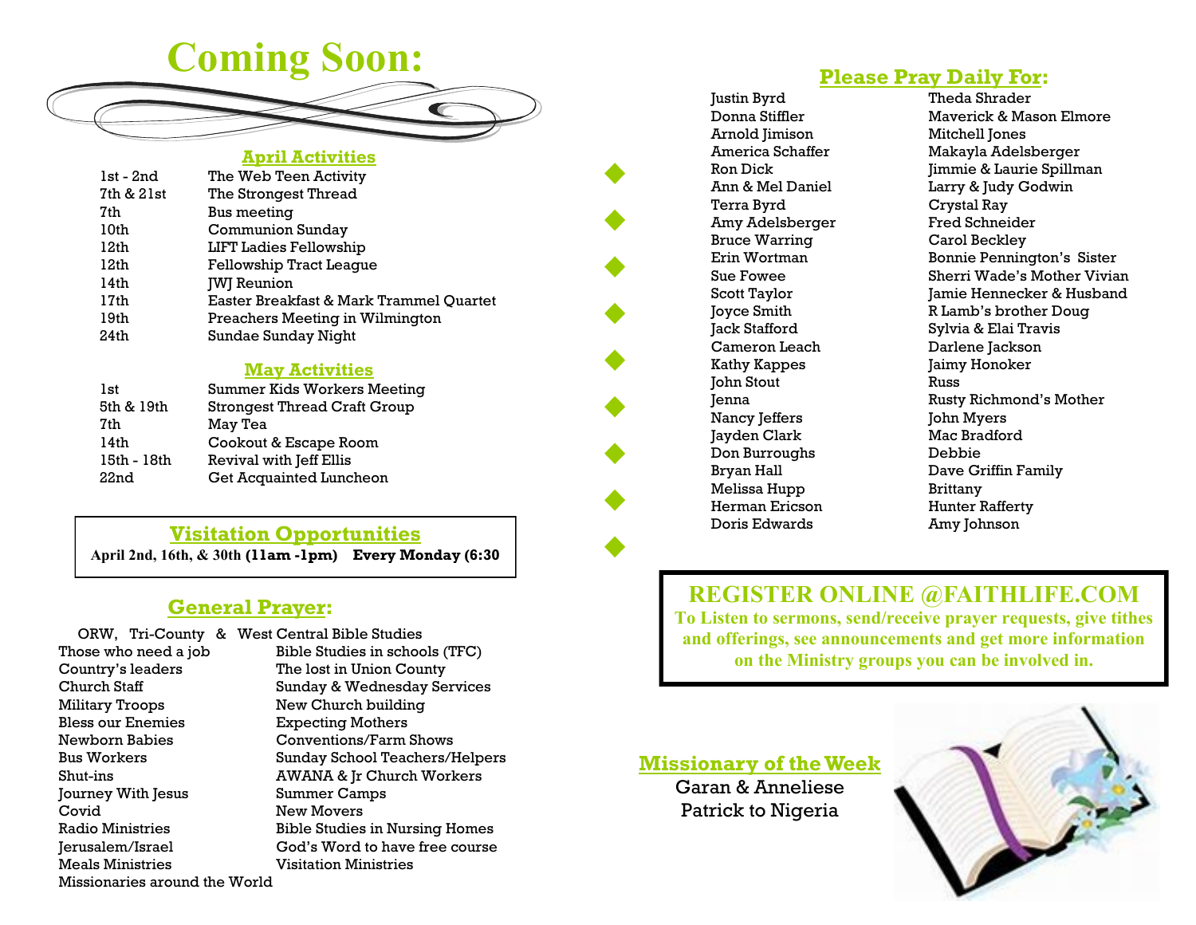# Coming Soon:

## April Activities

| | |
|---|---|
| 1st - 2nd | The Web Teen Activity |
| 7th & 21st | The Strongest Thread |
| 7th | Bus meeting |
| 10th | Communion Sunday |
| 12th | LIFT Ladies Fellowship |
| 12th | Fellowship Tract League |
| 14th | JWJ Reunion |
| 17th | Easter Breakfast & Mark Trammel Quartet |
| 19th | Preachers Meeting in Wilmington |
| 24th | Sundae Sunday Night |

## May Activities

| | |
|---|---|
| 1st | Summer Kids Workers Meeting |
| 5th & 19th | Strongest Thread Craft Group |
| 7th | May Tea |
| 14th | Cookout & Escape Room |
| 15th - 18th | Revival with Jeff Ellis |
| 22nd | Get Acquainted Luncheon |

## Visitation Opportunities

**April 2nd, 16th, & 30th (11am -1pm) Every Monday (6:30**

## General Prayer:

ORW, Tri-County & West Central Bible Studies

- Those who need a job
- Country's leaders
- Church Staff
- Military Troops
- Bless our Enemies
- Newborn Babies
- Bus Workers
- Shut-ins
- Journey With Jesus
- Covid
- Radio Ministries
- Jerusalem/Israel
- Meals Ministries
- Missionaries around the World
- Bible Studies in schools (TFC)
- The lost in Union County
- Sunday & Wednesday Services
- New Church building
- Expecting Mothers
- Conventions/Farm Shows
- Sunday School Teachers/Helpers
- AWANA & Jr Church Workers
- Summer Camps
- New Movers
- Bible Studies in Nursing Homes
- God's Word to have free course
- Visitation Ministries

## Please Pray Daily For:

| | |
|---|---|
| Justin Byrd | Theda Shrader |
| Donna Stiffler | Maverick & Mason Elmore |
| Arnold Jimison | Mitchell Jones |
| America Schaffer | Makayla Adelsberger |
| Ron Dick | Jimmie & Laurie Spillman |
| Ann & Mel Daniel | Larry & Judy Godwin |
| Terra Byrd | Crystal Ray |
| Amy Adelsberger | Fred Schneider |
| Bruce Warring | Carol Beckley |
| Erin Wortman | Bonnie Pennington's Sister |
| Sue Fowee | Sherri Wade's Mother Vivian |
| Scott Taylor | Jamie Hennecker & Husband |
| Joyce Smith | R Lamb's brother Doug |
| Jack Stafford | Sylvia & Elai Travis |
| Cameron Leach | Darlene Jackson |
| Kathy Kappes | Jaimy Honoker |
| John Stout | Russ |
| Jenna | Rusty Richmond's Mother |
| Nancy Jeffers | John Myers |
| Jayden Clark | Mac Bradford |
| Don Burroughs | Debbie |
| Bryan Hall | Dave Griffin Family |
| Melissa Hupp | Brittany |
| Herman Ericson | Hunter Rafferty |
| Doris Edwards | Amy Johnson |

**REGISTER ONLINE @FAITHLIFE.COM**

**To Listen to sermons, send/receive prayer requests, give tithes and offerings, see announcements and get more information on the Ministry groups you can be involved in.**

## Missionary of the Week

Garan & Anneliese Patrick to Nigeria